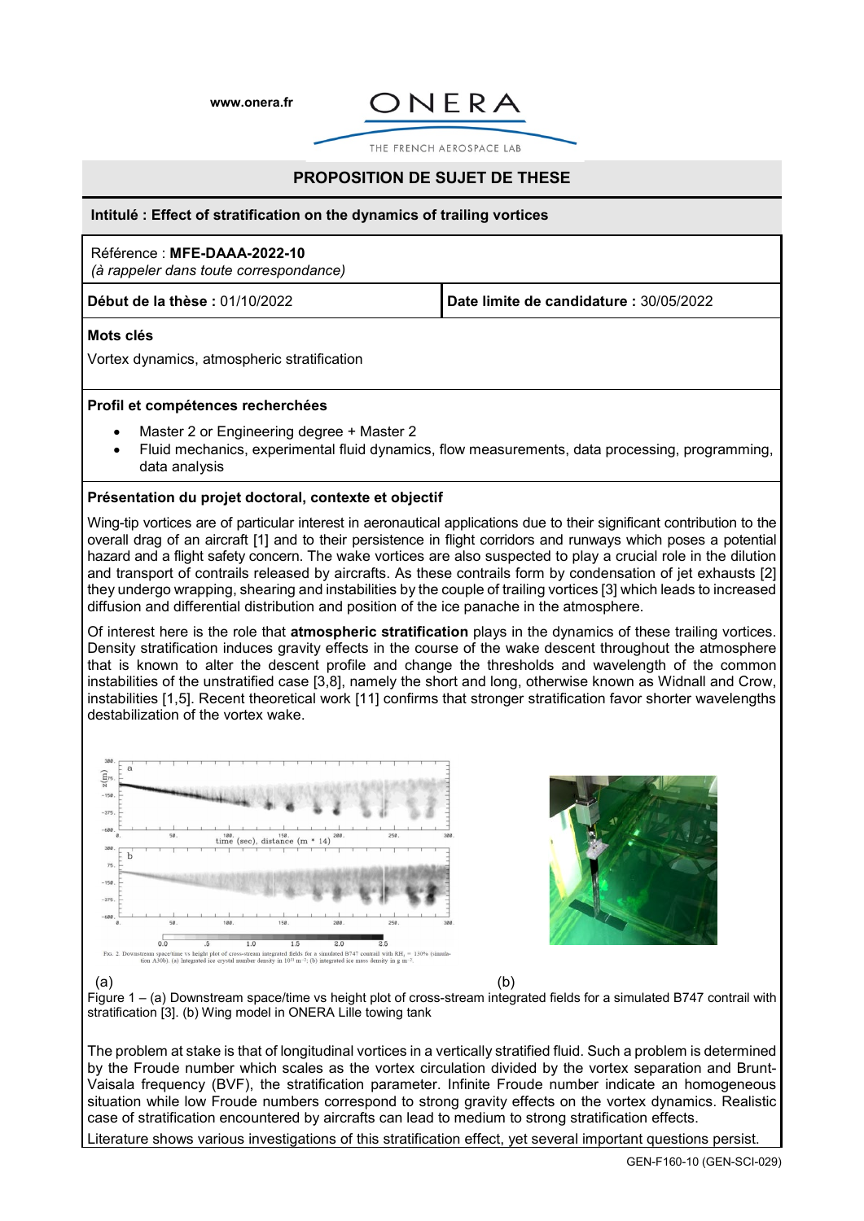www.onera.fr

# PROPOSITION DE SUJET DE THESE

**Intitulé : Effect of stratification on the dynamics of trailing vortices**

Référence : **MFE-DAAA-2022-10**
*(à rappeler dans toute correspondance)*

| **Début de la thèse :** 01/10/2022 | **Date limite de candidature :** 30/05/2022 |
| --- | --- |

**Mots clés**

Vortex dynamics, atmospheric stratification

**Profil et compétences recherchées**

- Master 2 or Engineering degree + Master 2
- Fluid mechanics, experimental fluid dynamics, flow measurements, data processing, programming, data analysis

**Présentation du projet doctoral, contexte et objectif**

Wing-tip vortices are of particular interest in aeronautical applications due to their significant contribution to the overall drag of an aircraft [1] and to their persistence in flight corridors and runways which poses a potential hazard and a flight safety concern. The wake vortices are also suspected to play a crucial role in the dilution and transport of contrails released by aircrafts. As these contrails form by condensation of jet exhausts [2] they undergo wrapping, shearing and instabilities by the couple of trailing vortices [3] which leads to increased diffusion and differential distribution and position of the ice panache in the atmosphere.

Of interest here is the role that **atmospheric stratification** plays in the dynamics of these trailing vortices. Density stratification induces gravity effects in the course of the wake descent throughout the atmosphere that is known to alter the descent profile and change the thresholds and wavelength of the common instabilities of the unstratified case [3,8], namely the short and long, otherwise known as Widnall and Crow, instabilities [1,5]. Recent theoretical work [11] confirms that stronger stratification favor shorter wavelengths destabilization of the vortex wake.

(a) (b)

Figure 1 – (a) Downstream space/time vs height plot of cross-stream integrated fields for a simulated B747 contrail with stratification [3]. (b) Wing model in ONERA Lille towing tank

The problem at stake is that of longitudinal vortices in a vertically stratified fluid. Such a problem is determined by the Froude number which scales as the vortex circulation divided by the vortex separation and Brunt-Vaisala frequency (BVF), the stratification parameter. Infinite Froude number indicate an homogeneous situation while low Froude numbers correspond to strong gravity effects on the vortex dynamics. Realistic case of stratification encountered by aircrafts can lead to medium to strong stratification effects.

Literature shows various investigations of this stratification effect, yet several important questions persist.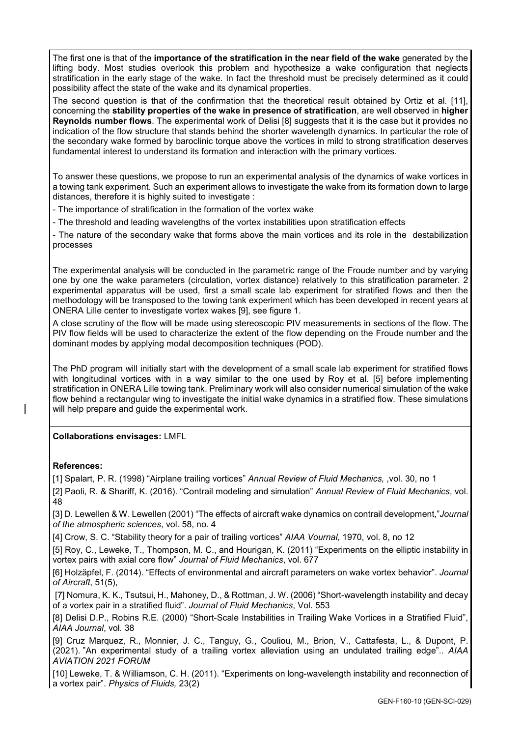The first one is that of the **importance of the stratification in the near field of the wake** generated by the lifting body. Most studies overlook this problem and hypothesize a wake configuration that neglects stratification in the early stage of the wake. In fact the threshold must be precisely determined as it could possibility affect the state of the wake and its dynamical properties.

The second question is that of the confirmation that the theoretical result obtained by Ortiz et al. [11], concerning the **stability properties of the wake in presence of stratification**, are well observed in **higher Reynolds number flows**. The experimental work of Delisi [8] suggests that it is the case but it provides no indication of the flow structure that stands behind the shorter wavelength dynamics. In particular the role of the secondary wake formed by baroclinic torque above the vortices in mild to strong stratification deserves fundamental interest to understand its formation and interaction with the primary vortices.

To answer these questions, we propose to run an experimental analysis of the dynamics of wake vortices in a towing tank experiment. Such an experiment allows to investigate the wake from its formation down to large distances, therefore it is highly suited to investigate :

- The importance of stratification in the formation of the vortex wake
- The threshold and leading wavelengths of the vortex instabilities upon stratification effects
- The nature of the secondary wake that forms above the main vortices and its role in the destabilization processes

The experimental analysis will be conducted in the parametric range of the Froude number and by varying one by one the wake parameters (circulation, vortex distance) relatively to this stratification parameter. 2 experimental apparatus will be used, first a small scale lab experiment for stratified flows and then the methodology will be transposed to the towing tank experiment which has been developed in recent years at ONERA Lille center to investigate vortex wakes [9], see figure 1.

A close scrutiny of the flow will be made using stereoscopic PIV measurements in sections of the flow. The PIV flow fields will be used to characterize the extent of the flow depending on the Froude number and the dominant modes by applying modal decomposition techniques (POD).

The PhD program will initially start with the development of a small scale lab experiment for stratified flows with longitudinal vortices with in a way similar to the one used by Roy et al. [5] before implementing stratification in ONERA Lille towing tank. Preliminary work will also consider numerical simulation of the wake flow behind a rectangular wing to investigate the initial wake dynamics in a stratified flow. These simulations will help prepare and guide the experimental work.

**Collaborations envisages:** LMFL

**References:**

[1] Spalart, P. R. (1998) "Airplane trailing vortices" *Annual Review of Fluid Mechanics,* ,vol. 30, no 1

[2] Paoli, R. & Shariff, K. (2016). "Contrail modeling and simulation" *Annual Review of Fluid Mechanics*, vol. 48

[3] D. Lewellen & W. Lewellen (2001) "The effects of aircraft wake dynamics on contrail development,"*Journal of the atmospheric sciences*, vol. 58, no. 4

[4] Crow, S. C. "Stability theory for a pair of trailing vortices" *AIAA Vournal*, 1970, vol. 8, no 12

[5] Roy, C., Leweke, T., Thompson, M. C., and Hourigan, K. (2011) "Experiments on the elliptic instability in vortex pairs with axial core flow" *Journal of Fluid Mechanics*, vol. 677

[6] Holzäpfel, F. (2014). "Effects of environmental and aircraft parameters on wake vortex behavior". *Journal of Aircraft*, 51(5),

[7] Nomura, K. K., Tsutsui, H., Mahoney, D., & Rottman, J. W. (2006) "Short-wavelength instability and decay of a vortex pair in a stratified fluid". *Journal of Fluid Mechanics*, Vol. 553

[8] Delisi D.P., Robins R.E. (2000) "Short-Scale Instabilities in Trailing Wake Vortices in a Stratified Fluid", *AIAA Journal*, vol. 38

[9] Cruz Marquez, R., Monnier, J. C., Tanguy, G., Couliou, M., Brion, V., Cattafesta, L., & Dupont, P. (2021). "An experimental study of a trailing vortex alleviation using an undulated trailing edge".. *AIAA AVIATION 2021 FORUM*

[10] Leweke, T. & Williamson, C. H. (2011). "Experiments on long-wavelength instability and reconnection of a vortex pair". *Physics of Fluids,* 23(2)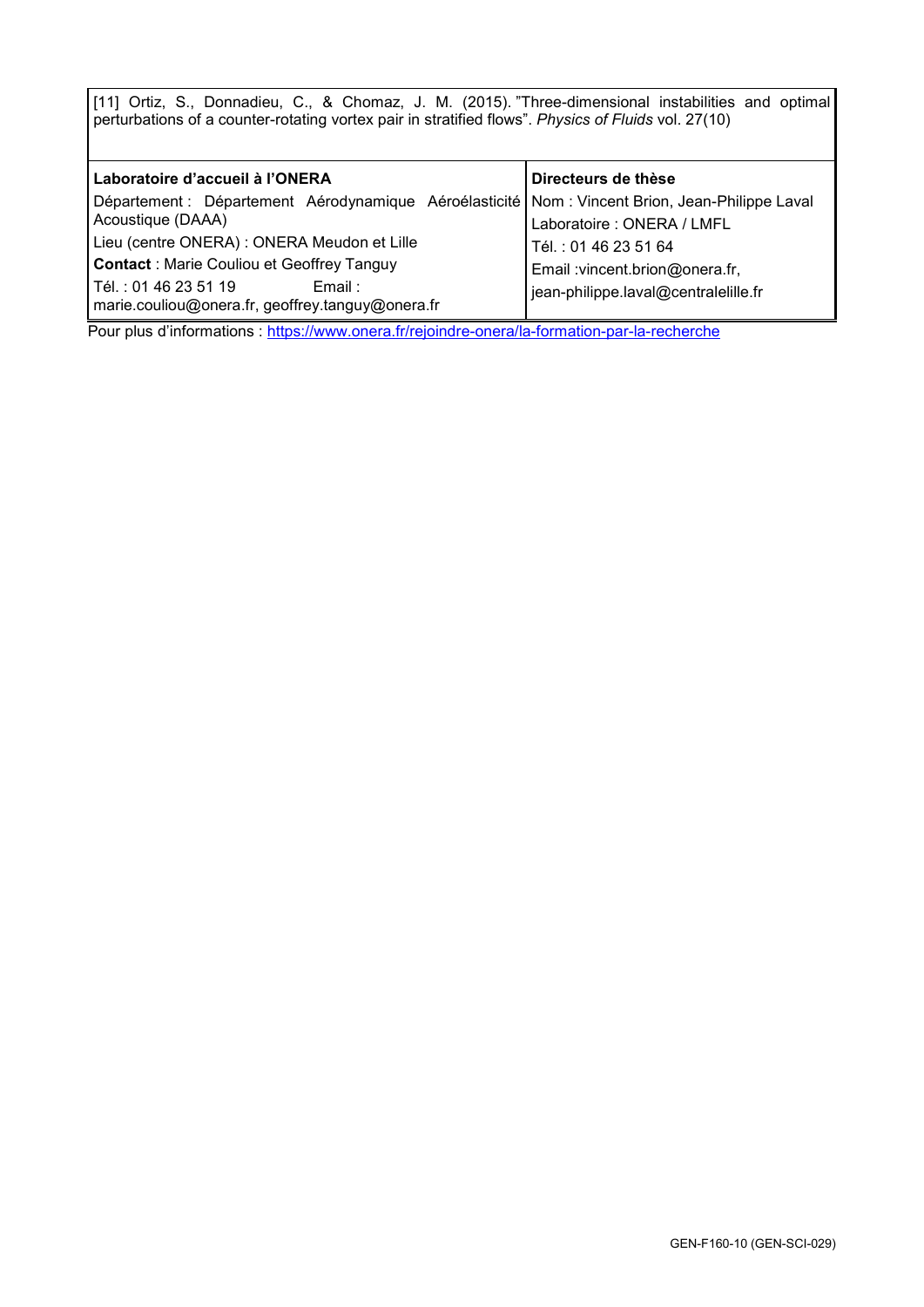[11] Ortiz, S., Donnadieu, C., & Chomaz, J. M. (2015). "Three-dimensional instabilities and optimal perturbations of a counter-rotating vortex pair in stratified flows". *Physics of Fluids* vol. 27(10)

| **Laboratoire d'accueil à l'ONERA** | **Directeurs de thèse** |
|---|---|
| Département : Département Aérodynamique Aéroélasticité Acoustique (DAAA) | Nom : Vincent Brion, Jean-Philippe Laval |
| Lieu (centre ONERA) : ONERA Meudon et Lille | Laboratoire : ONERA / LMFL |
| **Contact** : Marie Couliou et Geoffrey Tanguy | Tél. : 01 46 23 51 64 |
| Tél. : 01 46 23 51 19 Email : marie.couliou@onera.fr, geoffrey.tanguy@onera.fr | Email :vincent.brion@onera.fr, jean-philippe.laval@centralelille.fr |

Pour plus d'informations : https://www.onera.fr/rejoindre-onera/la-formation-par-la-recherche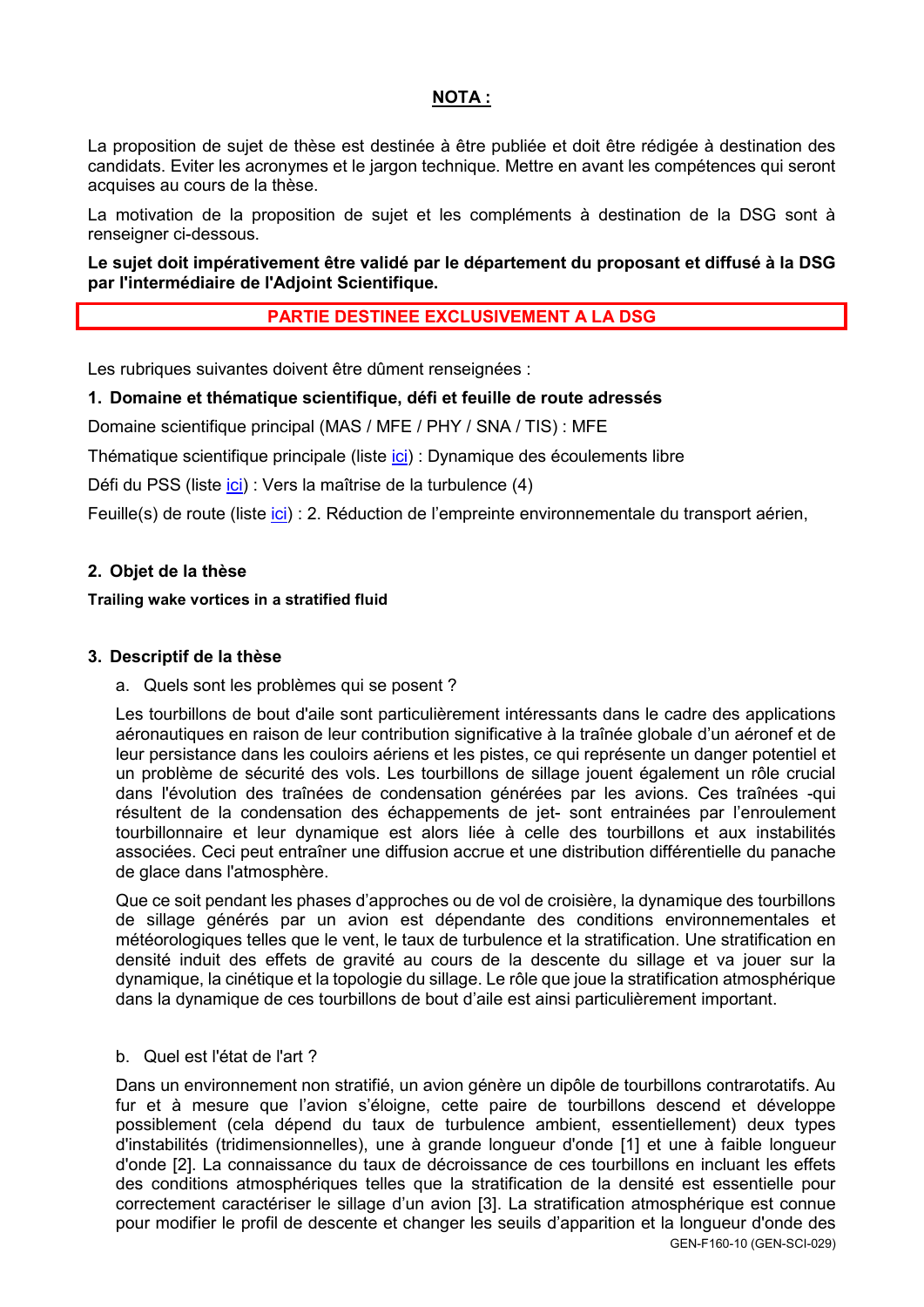## NOTA :

La proposition de sujet de thèse est destinée à être publiée et doit être rédigée à destination des candidats. Eviter les acronymes et le jargon technique. Mettre en avant les compétences qui seront acquises au cours de la thèse.

La motivation de la proposition de sujet et les compléments à destination de la DSG sont à renseigner ci-dessous.

**Le sujet doit impérativement être validé par le département du proposant et diffusé à la DSG par l'intermédiaire de l'Adjoint Scientifique.**

**PARTIE DESTINEE EXCLUSIVEMENT A LA DSG**

Les rubriques suivantes doivent être dûment renseignées :

### 1. Domaine et thématique scientifique, défi et feuille de route adressés

Domaine scientifique principal (MAS / MFE / PHY / SNA / TIS) : MFE

Thématique scientifique principale (liste ici) : Dynamique des écoulements libre

Défi du PSS (liste ici) : Vers la maîtrise de la turbulence (4)

Feuille(s) de route (liste ici) : 2. Réduction de l'empreinte environnementale du transport aérien,

### 2. Objet de la thèse

**Trailing wake vortices in a stratified fluid**

### 3. Descriptif de la thèse

a. Quels sont les problèmes qui se posent ?

Les tourbillons de bout d'aile sont particulièrement intéressants dans le cadre des applications aéronautiques en raison de leur contribution significative à la traînée globale d'un aéronef et de leur persistance dans les couloirs aériens et les pistes, ce qui représente un danger potentiel et un problème de sécurité des vols. Les tourbillons de sillage jouent également un rôle crucial dans l'évolution des traînées de condensation générées par les avions. Ces traînées -qui résultent de la condensation des échappements de jet- sont entrainées par l'enroulement tourbillonnaire et leur dynamique est alors liée à celle des tourbillons et aux instabilités associées. Ceci peut entraîner une diffusion accrue et une distribution différentielle du panache de glace dans l'atmosphère.

Que ce soit pendant les phases d'approches ou de vol de croisière, la dynamique des tourbillons de sillage générés par un avion est dépendante des conditions environnementales et météorologiques telles que le vent, le taux de turbulence et la stratification. Une stratification en densité induit des effets de gravité au cours de la descente du sillage et va jouer sur la dynamique, la cinétique et la topologie du sillage. Le rôle que joue la stratification atmosphérique dans la dynamique de ces tourbillons de bout d'aile est ainsi particulièrement important.

b. Quel est l'état de l'art ?

Dans un environnement non stratifié, un avion génère un dipôle de tourbillons contrarotatifs. Au fur et à mesure que l'avion s'éloigne, cette paire de tourbillons descend et développe possiblement (cela dépend du taux de turbulence ambient, essentiellement) deux types d'instabilités (tridimensionnelles), une à grande longueur d'onde [1] et une à faible longueur d'onde [2]. La connaissance du taux de décroissance de ces tourbillons en incluant les effets des conditions atmosphériques telles que la stratification de la densité est essentielle pour correctement caractériser le sillage d'un avion [3]. La stratification atmosphérique est connue pour modifier le profil de descente et changer les seuils d'apparition et la longueur d'onde des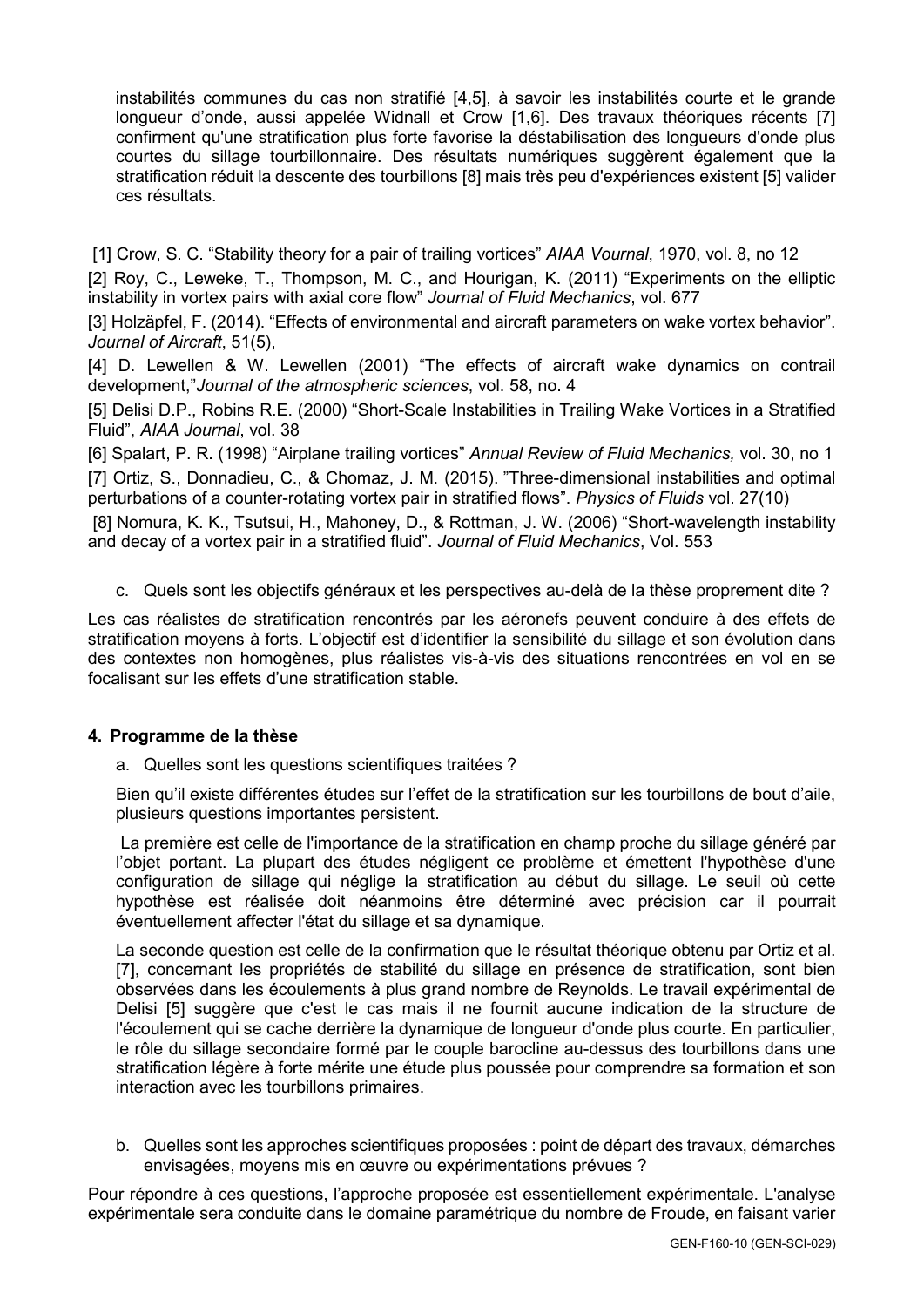instabilités communes du cas non stratifié [4,5], à savoir les instabilités courte et le grande longueur d'onde, aussi appelée Widnall et Crow [1,6]. Des travaux théoriques récents [7] confirment qu'une stratification plus forte favorise la déstabilisation des longueurs d'onde plus courtes du sillage tourbillonnaire. Des résultats numériques suggèrent également que la stratification réduit la descente des tourbillons [8] mais très peu d'expériences existent [5] valider ces résultats.

[1] Crow, S. C. "Stability theory for a pair of trailing vortices" *AIAA Vournal*, 1970, vol. 8, no 12

[2] Roy, C., Leweke, T., Thompson, M. C., and Hourigan, K. (2011) "Experiments on the elliptic instability in vortex pairs with axial core flow" *Journal of Fluid Mechanics*, vol. 677

[3] Holzäpfel, F. (2014). "Effects of environmental and aircraft parameters on wake vortex behavior". *Journal of Aircraft*, 51(5),

[4] D. Lewellen & W. Lewellen (2001) "The effects of aircraft wake dynamics on contrail development,"*Journal of the atmospheric sciences*, vol. 58, no. 4

[5] Delisi D.P., Robins R.E. (2000) "Short-Scale Instabilities in Trailing Wake Vortices in a Stratified Fluid", *AIAA Journal*, vol. 38

[6] Spalart, P. R. (1998) "Airplane trailing vortices" *Annual Review of Fluid Mechanics,* vol. 30, no 1

[7] Ortiz, S., Donnadieu, C., & Chomaz, J. M. (2015). "Three-dimensional instabilities and optimal perturbations of a counter-rotating vortex pair in stratified flows". *Physics of Fluids* vol. 27(10)

[8] Nomura, K. K., Tsutsui, H., Mahoney, D., & Rottman, J. W. (2006) "Short-wavelength instability and decay of a vortex pair in a stratified fluid". *Journal of Fluid Mechanics*, Vol. 553

c. Quels sont les objectifs généraux et les perspectives au-delà de la thèse proprement dite ?

Les cas réalistes de stratification rencontrés par les aéronefs peuvent conduire à des effets de stratification moyens à forts. L'objectif est d'identifier la sensibilité du sillage et son évolution dans des contextes non homogènes, plus réalistes vis-à-vis des situations rencontrées en vol en se focalisant sur les effets d'une stratification stable.

## 4. Programme de la thèse

a. Quelles sont les questions scientifiques traitées ?

Bien qu'il existe différentes études sur l'effet de la stratification sur les tourbillons de bout d'aile, plusieurs questions importantes persistent.

La première est celle de l'importance de la stratification en champ proche du sillage généré par l'objet portant. La plupart des études négligent ce problème et émettent l'hypothèse d'une configuration de sillage qui néglige la stratification au début du sillage. Le seuil où cette hypothèse est réalisée doit néanmoins être déterminé avec précision car il pourrait éventuellement affecter l'état du sillage et sa dynamique.

La seconde question est celle de la confirmation que le résultat théorique obtenu par Ortiz et al. [7], concernant les propriétés de stabilité du sillage en présence de stratification, sont bien observées dans les écoulements à plus grand nombre de Reynolds. Le travail expérimental de Delisi [5] suggère que c'est le cas mais il ne fournit aucune indication de la structure de l'écoulement qui se cache derrière la dynamique de longueur d'onde plus courte. En particulier, le rôle du sillage secondaire formé par le couple barocline au-dessus des tourbillons dans une stratification légère à forte mérite une étude plus poussée pour comprendre sa formation et son interaction avec les tourbillons primaires.

b. Quelles sont les approches scientifiques proposées : point de départ des travaux, démarches envisagées, moyens mis en œuvre ou expérimentations prévues ?

Pour répondre à ces questions, l'approche proposée est essentiellement expérimentale. L'analyse expérimentale sera conduite dans le domaine paramétrique du nombre de Froude, en faisant varier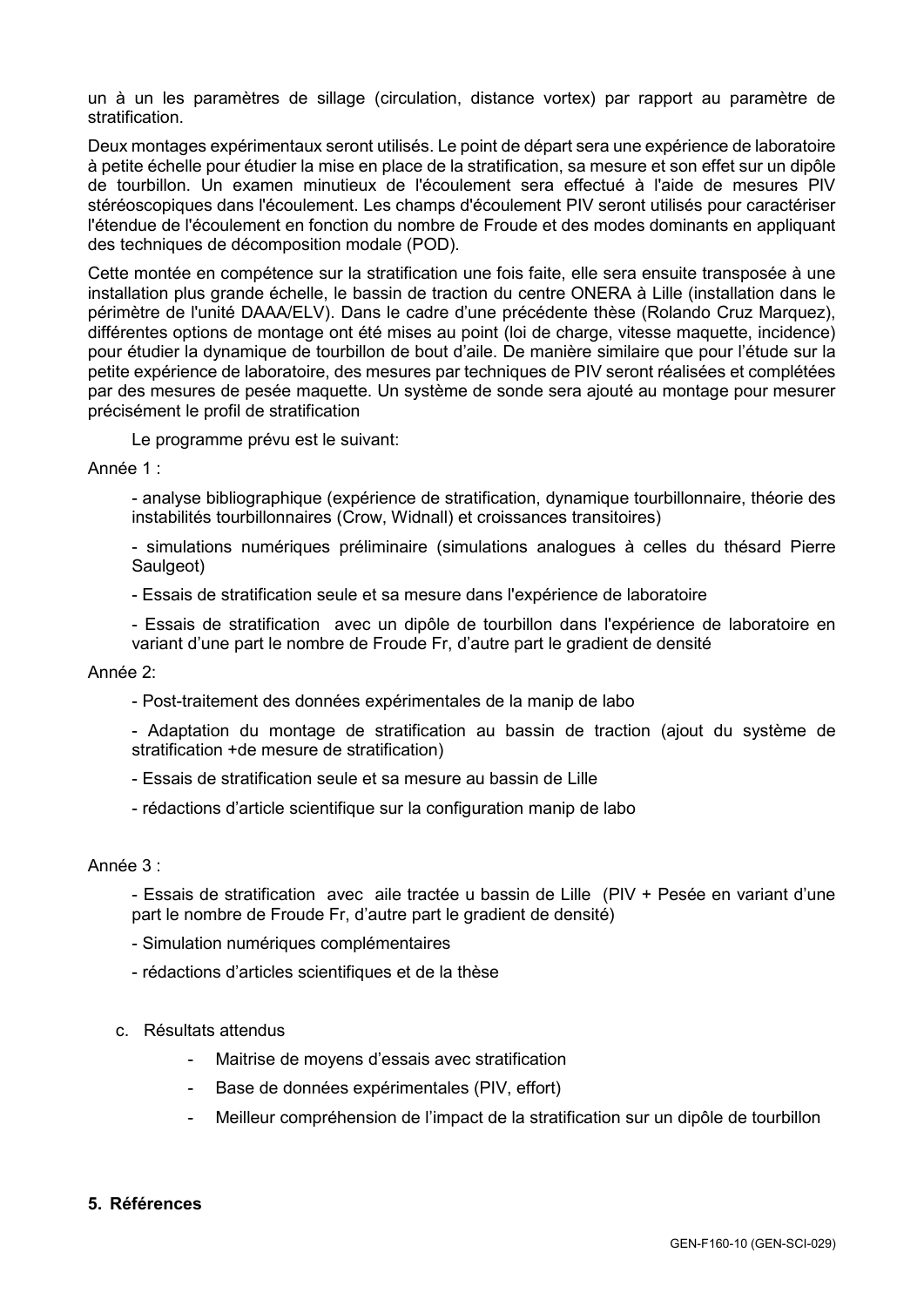un à un les paramètres de sillage (circulation, distance vortex) par rapport au paramètre de stratification.

Deux montages expérimentaux seront utilisés. Le point de départ sera une expérience de laboratoire à petite échelle pour étudier la mise en place de la stratification, sa mesure et son effet sur un dipôle de tourbillon. Un examen minutieux de l'écoulement sera effectué à l'aide de mesures PIV stéréoscopiques dans l'écoulement. Les champs d'écoulement PIV seront utilisés pour caractériser l'étendue de l'écoulement en fonction du nombre de Froude et des modes dominants en appliquant des techniques de décomposition modale (POD).

Cette montée en compétence sur la stratification une fois faite, elle sera ensuite transposée à une installation plus grande échelle, le bassin de traction du centre ONERA à Lille (installation dans le périmètre de l'unité DAAA/ELV). Dans le cadre d'une précédente thèse (Rolando Cruz Marquez), différentes options de montage ont été mises au point (loi de charge, vitesse maquette, incidence) pour étudier la dynamique de tourbillon de bout d'aile. De manière similaire que pour l'étude sur la petite expérience de laboratoire, des mesures par techniques de PIV seront réalisées et complétées par des mesures de pesée maquette. Un système de sonde sera ajouté au montage pour mesurer précisément le profil de stratification

Le programme prévu est le suivant:

Année 1 :

- analyse bibliographique (expérience de stratification, dynamique tourbillonnaire, théorie des instabilités tourbillonnaires (Crow, Widnall) et croissances transitoires)
- simulations numériques préliminaire (simulations analogues à celles du thésard Pierre Saulgeot)
- Essais de stratification seule et sa mesure dans l'expérience de laboratoire
- Essais de stratification avec un dipôle de tourbillon dans l'expérience de laboratoire en variant d'une part le nombre de Froude Fr, d'autre part le gradient de densité

Année 2:

- Post-traitement des données expérimentales de la manip de labo
- Adaptation du montage de stratification au bassin de traction (ajout du système de stratification +de mesure de stratification)
- Essais de stratification seule et sa mesure au bassin de Lille
- rédactions d'article scientifique sur la configuration manip de labo

Année 3 :

- Essais de stratification avec aile tractée u bassin de Lille (PIV + Pesée en variant d'une part le nombre de Froude Fr, d'autre part le gradient de densité)
- Simulation numériques complémentaires
- rédactions d'articles scientifiques et de la thèse

c. Résultats attendus

- Maitrise de moyens d'essais avec stratification
- Base de données expérimentales (PIV, effort)
- Meilleur compréhension de l'impact de la stratification sur un dipôle de tourbillon

## 5. Références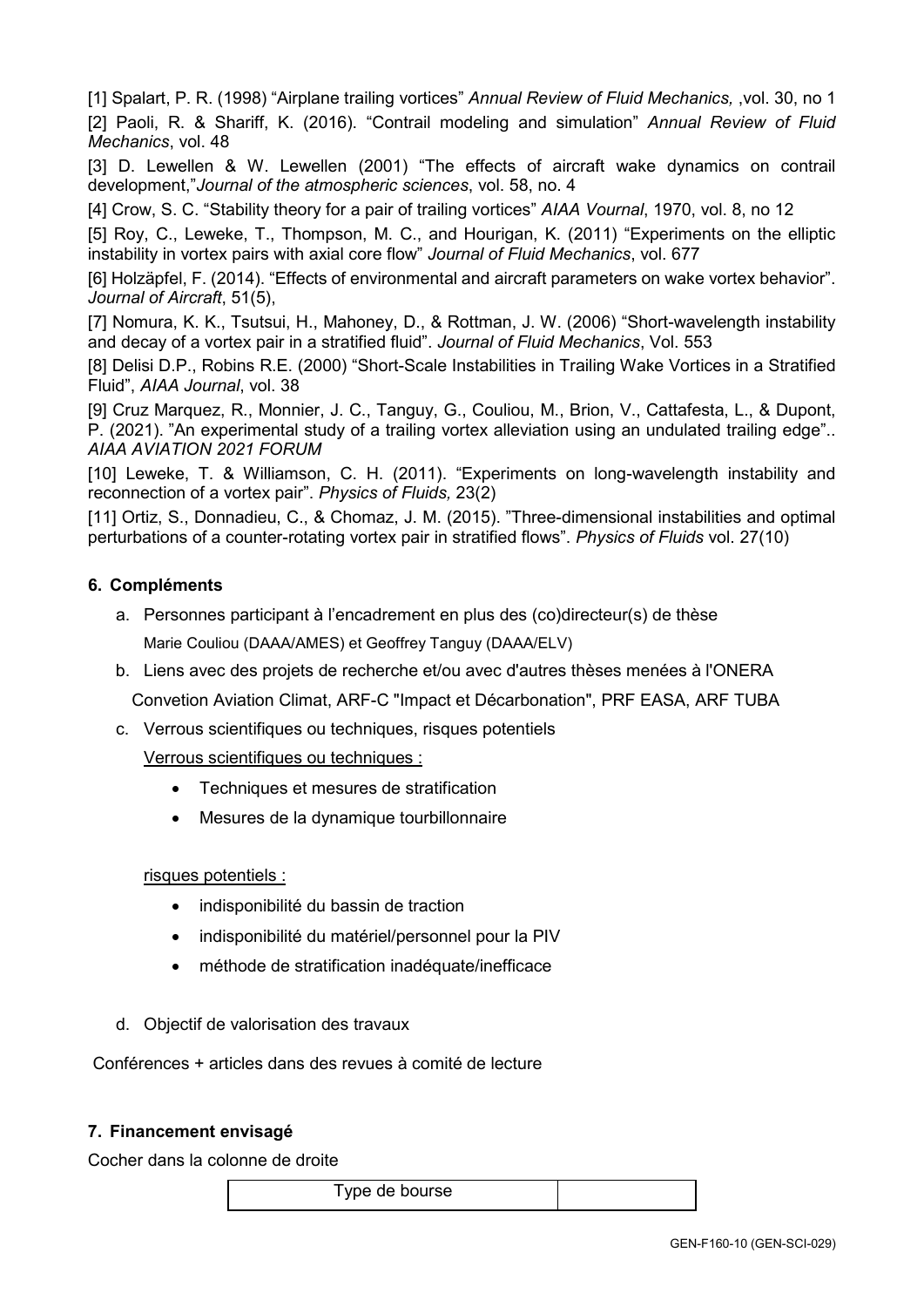[1] Spalart, P. R. (1998) “Airplane trailing vortices” *Annual Review of Fluid Mechanics,* ,vol. 30, no 1

[2] Paoli, R. & Shariff, K. (2016). “Contrail modeling and simulation” *Annual Review of Fluid Mechanics*, vol. 48

[3] D. Lewellen & W. Lewellen (2001) “The effects of aircraft wake dynamics on contrail development,”*Journal of the atmospheric sciences*, vol. 58, no. 4

[4] Crow, S. C. “Stability theory for a pair of trailing vortices” *AIAA Vournal*, 1970, vol. 8, no 12

[5] Roy, C., Leweke, T., Thompson, M. C., and Hourigan, K. (2011) “Experiments on the elliptic instability in vortex pairs with axial core flow” *Journal of Fluid Mechanics*, vol. 677

[6] Holzäpfel, F. (2014). “Effects of environmental and aircraft parameters on wake vortex behavior”. *Journal of Aircraft*, 51(5),

[7] Nomura, K. K., Tsutsui, H., Mahoney, D., & Rottman, J. W. (2006) “Short-wavelength instability and decay of a vortex pair in a stratified fluid”. *Journal of Fluid Mechanics*, Vol. 553

[8] Delisi D.P., Robins R.E. (2000) “Short-Scale Instabilities in Trailing Wake Vortices in a Stratified Fluid”, *AIAA Journal*, vol. 38

[9] Cruz Marquez, R., Monnier, J. C., Tanguy, G., Couliou, M., Brion, V., Cattafesta, L., & Dupont, P. (2021). ”An experimental study of a trailing vortex alleviation using an undulated trailing edge”.. *AIAA AVIATION 2021 FORUM*

[10] Leweke, T. & Williamson, C. H. (2011). “Experiments on long-wavelength instability and reconnection of a vortex pair”. *Physics of Fluids,* 23(2)

[11] Ortiz, S., Donnadieu, C., & Chomaz, J. M. (2015). ”Three-dimensional instabilities and optimal perturbations of a counter-rotating vortex pair in stratified flows”. *Physics of Fluids* vol. 27(10)

## 6. Compléments

a. Personnes participant à l’encadrement en plus des (co)directeur(s) de thèse

   Marie Couliou (DAAA/AMES) et Geoffrey Tanguy (DAAA/ELV)

b. Liens avec des projets de recherche et/ou avec d'autres thèses menées à l'ONERA

   Convetion Aviation Climat, ARF-C "Impact et Décarbonation", PRF EASA, ARF TUBA

c. Verrous scientifiques ou techniques, risques potentiels

   Verrous scientifiques ou techniques :

   - Techniques et mesures de stratification
   - Mesures de la dynamique tourbillonnaire

   risques potentiels :

   - indisponibilité du bassin de traction
   - indisponibilité du matériel/personnel pour la PIV
   - méthode de stratification inadéquate/inefficace

d. Objectif de valorisation des travaux

Conférences + articles dans des revues à comité de lecture

## 7. Financement envisagé

Cocher dans la colonne de droite

| Type de bourse | |
|---|---|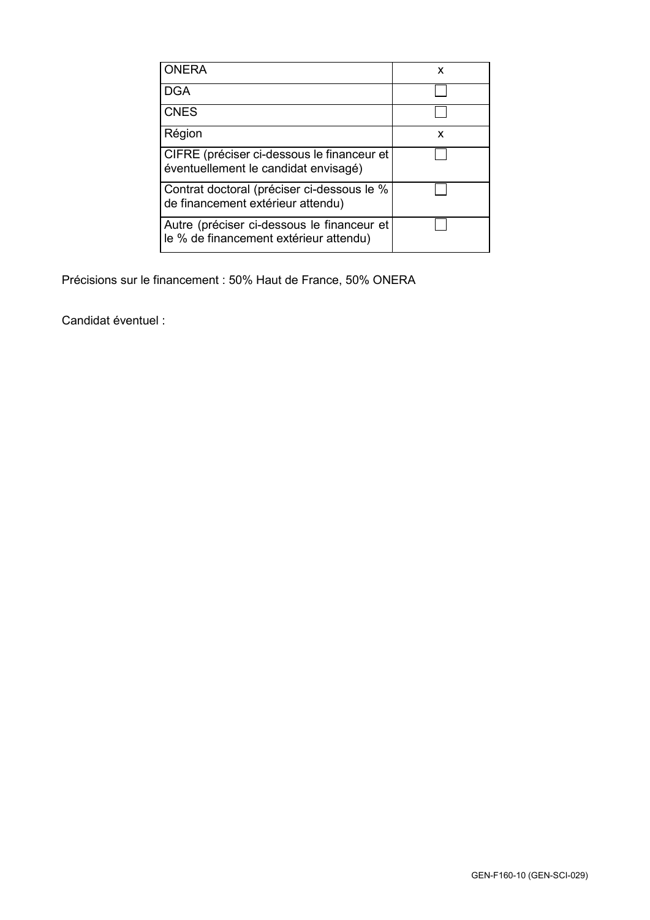| | |
|---|---|
| ONERA | x |
| DGA | ☐ |
| CNES | ☐ |
| Région | x |
| CIFRE (préciser ci-dessous le financeur et éventuellement le candidat envisagé) | ☐ |
| Contrat doctoral (préciser ci-dessous le % de financement extérieur attendu) | ☐ |
| Autre (préciser ci-dessous le financeur et le % de financement extérieur attendu) | ☐ |

Précisions sur le financement : 50% Haut de France, 50% ONERA

Candidat éventuel :

GEN-F160-10 (GEN-SCI-029)